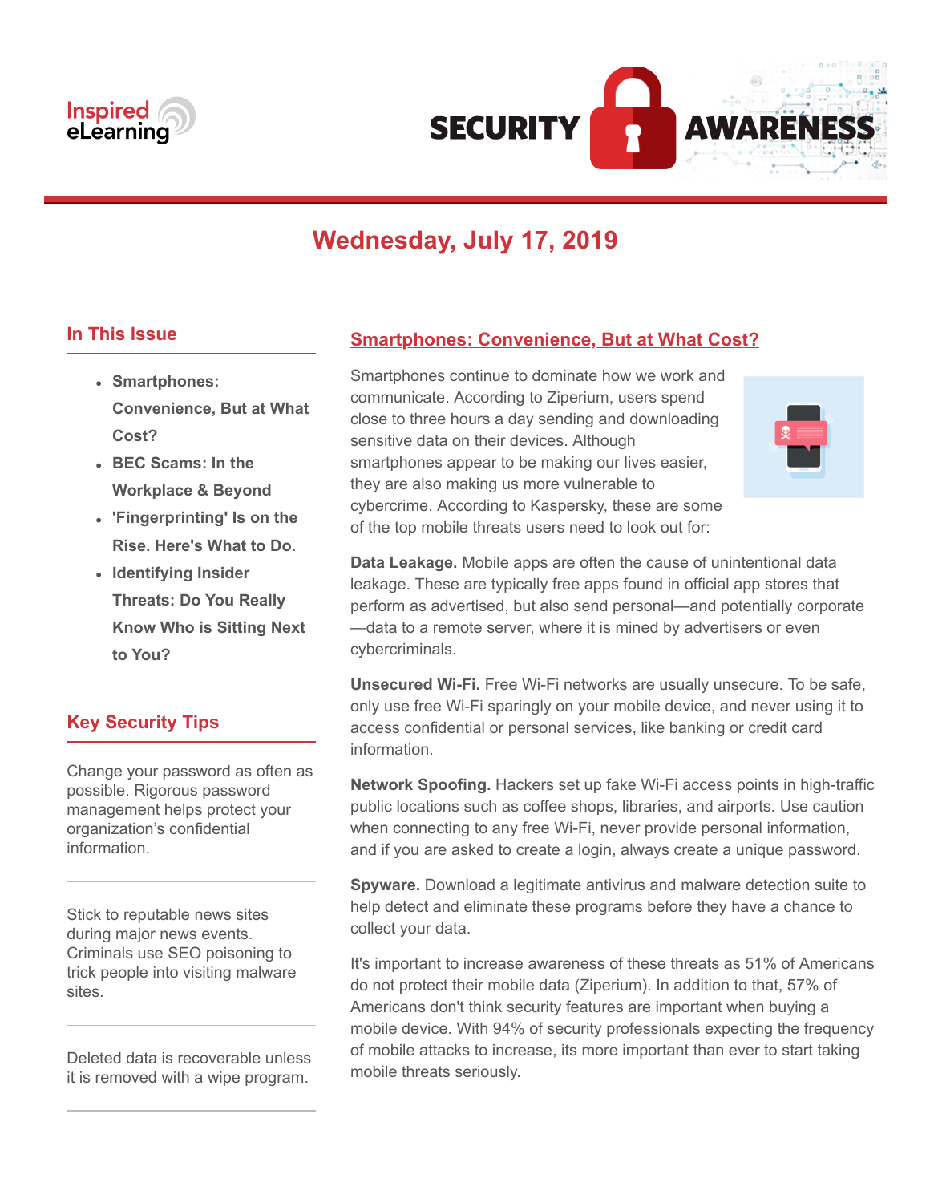Inspired eLearning

# SECURITY AWARENESS

## Wednesday, July 17, 2019

### In This Issue

- **Smartphones: Convenience, But at What Cost?**
- **BEC Scams: In the Workplace & Beyond**
- **'Fingerprinting' Is on the Rise. Here's What to Do.**
- **Identifying Insider Threats: Do You Really Know Who is Sitting Next to You?**

### Key Security Tips

Change your password as often as possible. Rigorous password management helps protect your organization's confidential information.

---

Stick to reputable news sites during major news events. Criminals use SEO poisoning to trick people into visiting malware sites.

---

Deleted data is recoverable unless it is removed with a wipe program.

---

## Smartphones: Convenience, But at What Cost?

Smartphones continue to dominate how we work and communicate. According to Ziperium, users spend close to three hours a day sending and downloading sensitive data on their devices. Although smartphones appear to be making our lives easier, they are also making us more vulnerable to cybercrime. According to Kaspersky, these are some of the top mobile threats users need to look out for:

**Data Leakage.** Mobile apps are often the cause of unintentional data leakage. These are typically free apps found in official app stores that perform as advertised, but also send personal—and potentially corporate—data to a remote server, where it is mined by advertisers or even cybercriminals.

**Unsecured Wi-Fi.** Free Wi-Fi networks are usually unsecure. To be safe, only use free Wi-Fi sparingly on your mobile device, and never using it to access confidential or personal services, like banking or credit card information.

**Network Spoofing.** Hackers set up fake Wi-Fi access points in high-traffic public locations such as coffee shops, libraries, and airports. Use caution when connecting to any free Wi-Fi, never provide personal information, and if you are asked to create a login, always create a unique password.

**Spyware.** Download a legitimate antivirus and malware detection suite to help detect and eliminate these programs before they have a chance to collect your data.

It's important to increase awareness of these threats as 51% of Americans do not protect their mobile data (Ziperium). In addition to that, 57% of Americans don't think security features are important when buying a mobile device. With 94% of security professionals expecting the frequency of mobile attacks to increase, its more important than ever to start taking mobile threats seriously.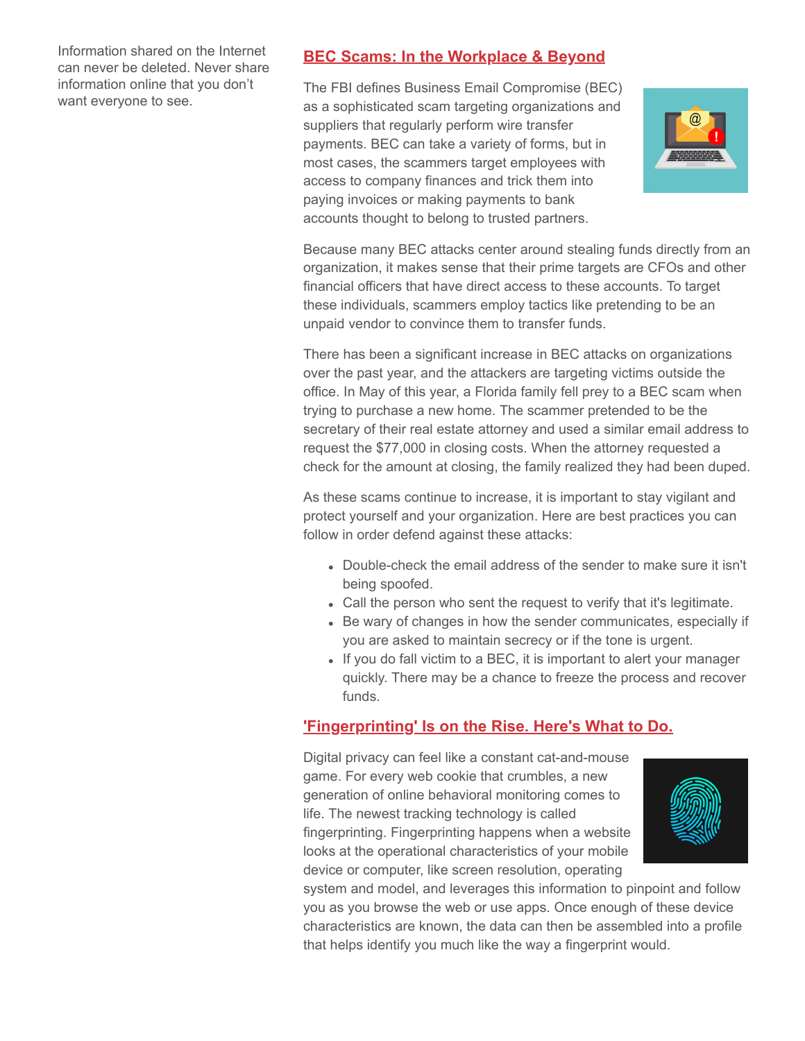Information shared on the Internet can never be deleted. Never share information online that you don't want everyone to see.

## BEC Scams: In the Workplace & Beyond

The FBI defines Business Email Compromise (BEC) as a sophisticated scam targeting organizations and suppliers that regularly perform wire transfer payments. BEC can take a variety of forms, but in most cases, the scammers target employees with access to company finances and trick them into paying invoices or making payments to bank accounts thought to belong to trusted partners.

Because many BEC attacks center around stealing funds directly from an organization, it makes sense that their prime targets are CFOs and other financial officers that have direct access to these accounts. To target these individuals, scammers employ tactics like pretending to be an unpaid vendor to convince them to transfer funds.

There has been a significant increase in BEC attacks on organizations over the past year, and the attackers are targeting victims outside the office. In May of this year, a Florida family fell prey to a BEC scam when trying to purchase a new home. The scammer pretended to be the secretary of their real estate attorney and used a similar email address to request the $77,000 in closing costs. When the attorney requested a check for the amount at closing, the family realized they had been duped.

As these scams continue to increase, it is important to stay vigilant and protect yourself and your organization. Here are best practices you can follow in order defend against these attacks:

- Double-check the email address of the sender to make sure it isn't being spoofed.
- Call the person who sent the request to verify that it's legitimate.
- Be wary of changes in how the sender communicates, especially if you are asked to maintain secrecy or if the tone is urgent.
- If you do fall victim to a BEC, it is important to alert your manager quickly. There may be a chance to freeze the process and recover funds.

## 'Fingerprinting' Is on the Rise. Here's What to Do.

Digital privacy can feel like a constant cat-and-mouse game. For every web cookie that crumbles, a new generation of online behavioral monitoring comes to life. The newest tracking technology is called fingerprinting. Fingerprinting happens when a website looks at the operational characteristics of your mobile device or computer, like screen resolution, operating system and model, and leverages this information to pinpoint and follow you as you browse the web or use apps. Once enough of these device characteristics are known, the data can then be assembled into a profile that helps identify you much like the way a fingerprint would.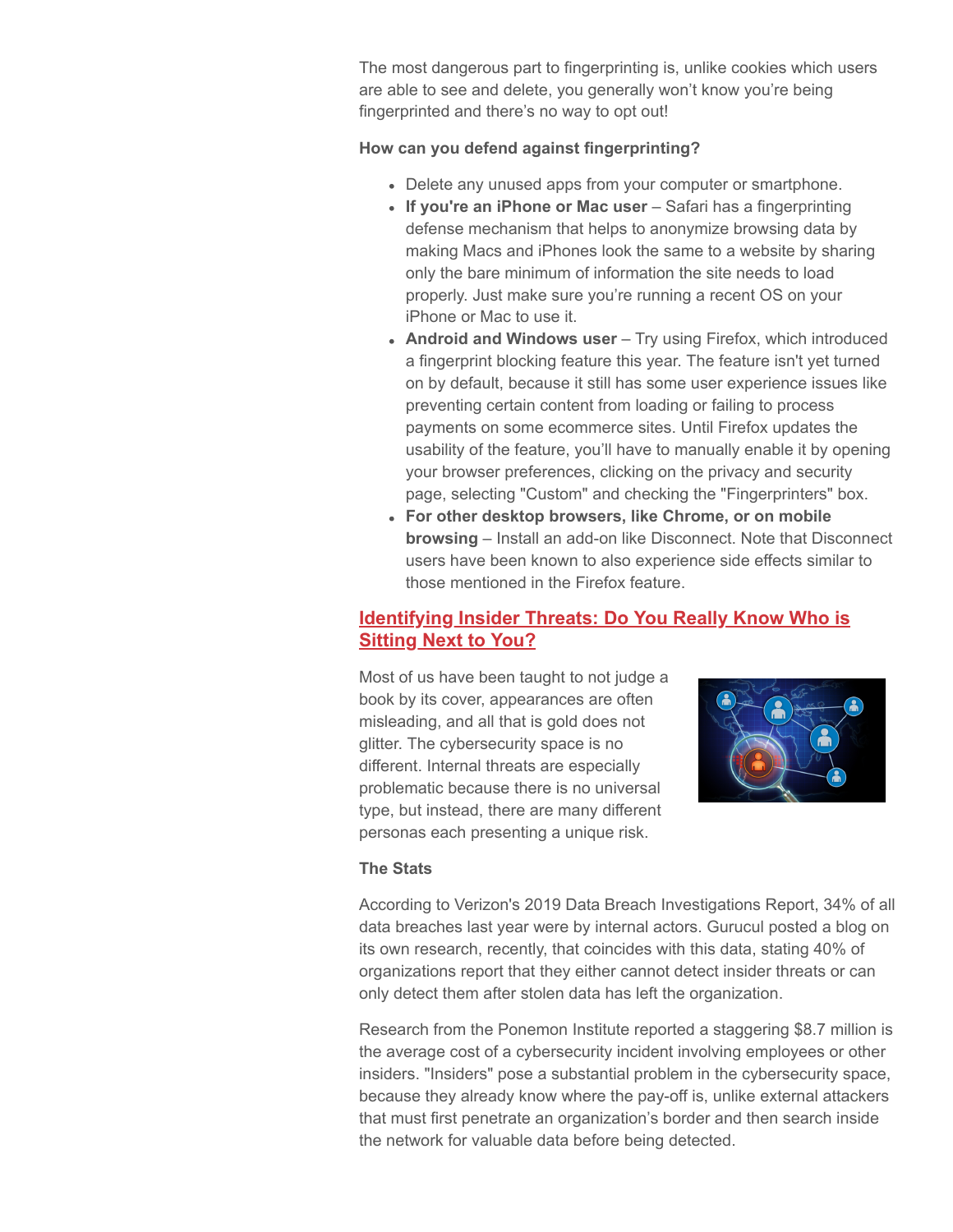The most dangerous part to fingerprinting is, unlike cookies which users are able to see and delete, you generally won't know you're being fingerprinted and there's no way to opt out!

**How can you defend against fingerprinting?**

- Delete any unused apps from your computer or smartphone.
- **If you're an iPhone or Mac user** – Safari has a fingerprinting defense mechanism that helps to anonymize browsing data by making Macs and iPhones look the same to a website by sharing only the bare minimum of information the site needs to load properly. Just make sure you're running a recent OS on your iPhone or Mac to use it.
- **Android and Windows user** – Try using Firefox, which introduced a fingerprint blocking feature this year. The feature isn't yet turned on by default, because it still has some user experience issues like preventing certain content from loading or failing to process payments on some ecommerce sites. Until Firefox updates the usability of the feature, you'll have to manually enable it by opening your browser preferences, clicking on the privacy and security page, selecting "Custom" and checking the "Fingerprinters" box.
- **For other desktop browsers, like Chrome, or on mobile browsing** – Install an add-on like Disconnect. Note that Disconnect users have been known to also experience side effects similar to those mentioned in the Firefox feature.

## Identifying Insider Threats: Do You Really Know Who is Sitting Next to You?

Most of us have been taught to not judge a book by its cover, appearances are often misleading, and all that is gold does not glitter. The cybersecurity space is no different. Internal threats are especially problematic because there is no universal type, but instead, there are many different personas each presenting a unique risk.

**The Stats**

According to Verizon's 2019 Data Breach Investigations Report, 34% of all data breaches last year were by internal actors. Gurucul posted a blog on its own research, recently, that coincides with this data, stating 40% of organizations report that they either cannot detect insider threats or can only detect them after stolen data has left the organization.

Research from the Ponemon Institute reported a staggering $8.7 million is the average cost of a cybersecurity incident involving employees or other insiders. "Insiders" pose a substantial problem in the cybersecurity space, because they already know where the pay-off is, unlike external attackers that must first penetrate an organization's border and then search inside the network for valuable data before being detected.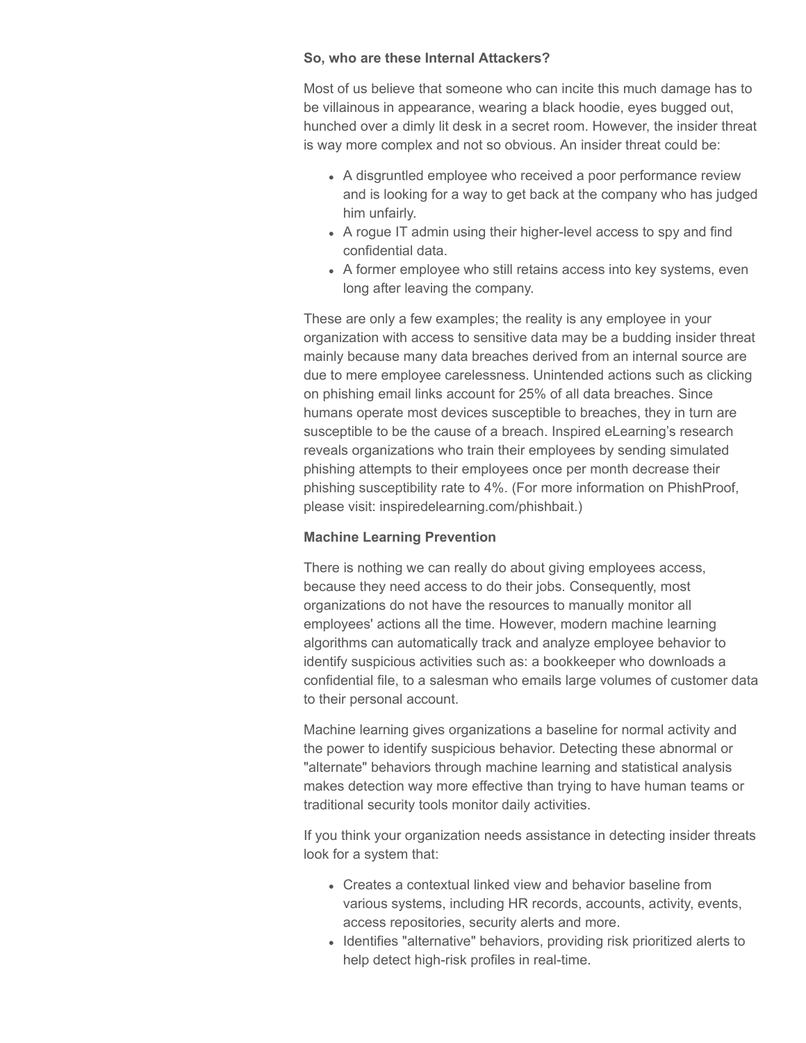**So, who are these Internal Attackers?**

Most of us believe that someone who can incite this much damage has to be villainous in appearance, wearing a black hoodie, eyes bugged out, hunched over a dimly lit desk in a secret room. However, the insider threat is way more complex and not so obvious. An insider threat could be:

- A disgruntled employee who received a poor performance review and is looking for a way to get back at the company who has judged him unfairly.
- A rogue IT admin using their higher-level access to spy and find confidential data.
- A former employee who still retains access into key systems, even long after leaving the company.

These are only a few examples; the reality is any employee in your organization with access to sensitive data may be a budding insider threat mainly because many data breaches derived from an internal source are due to mere employee carelessness. Unintended actions such as clicking on phishing email links account for 25% of all data breaches. Since humans operate most devices susceptible to breaches, they in turn are susceptible to be the cause of a breach. Inspired eLearning's research reveals organizations who train their employees by sending simulated phishing attempts to their employees once per month decrease their phishing susceptibility rate to 4%. (For more information on PhishProof, please visit: inspiredelearning.com/phishbait.)

**Machine Learning Prevention**

There is nothing we can really do about giving employees access, because they need access to do their jobs. Consequently, most organizations do not have the resources to manually monitor all employees' actions all the time. However, modern machine learning algorithms can automatically track and analyze employee behavior to identify suspicious activities such as: a bookkeeper who downloads a confidential file, to a salesman who emails large volumes of customer data to their personal account.

Machine learning gives organizations a baseline for normal activity and the power to identify suspicious behavior. Detecting these abnormal or "alternate" behaviors through machine learning and statistical analysis makes detection way more effective than trying to have human teams or traditional security tools monitor daily activities.

If you think your organization needs assistance in detecting insider threats look for a system that:

- Creates a contextual linked view and behavior baseline from various systems, including HR records, accounts, activity, events, access repositories, security alerts and more.
- Identifies "alternative" behaviors, providing risk prioritized alerts to help detect high-risk profiles in real-time.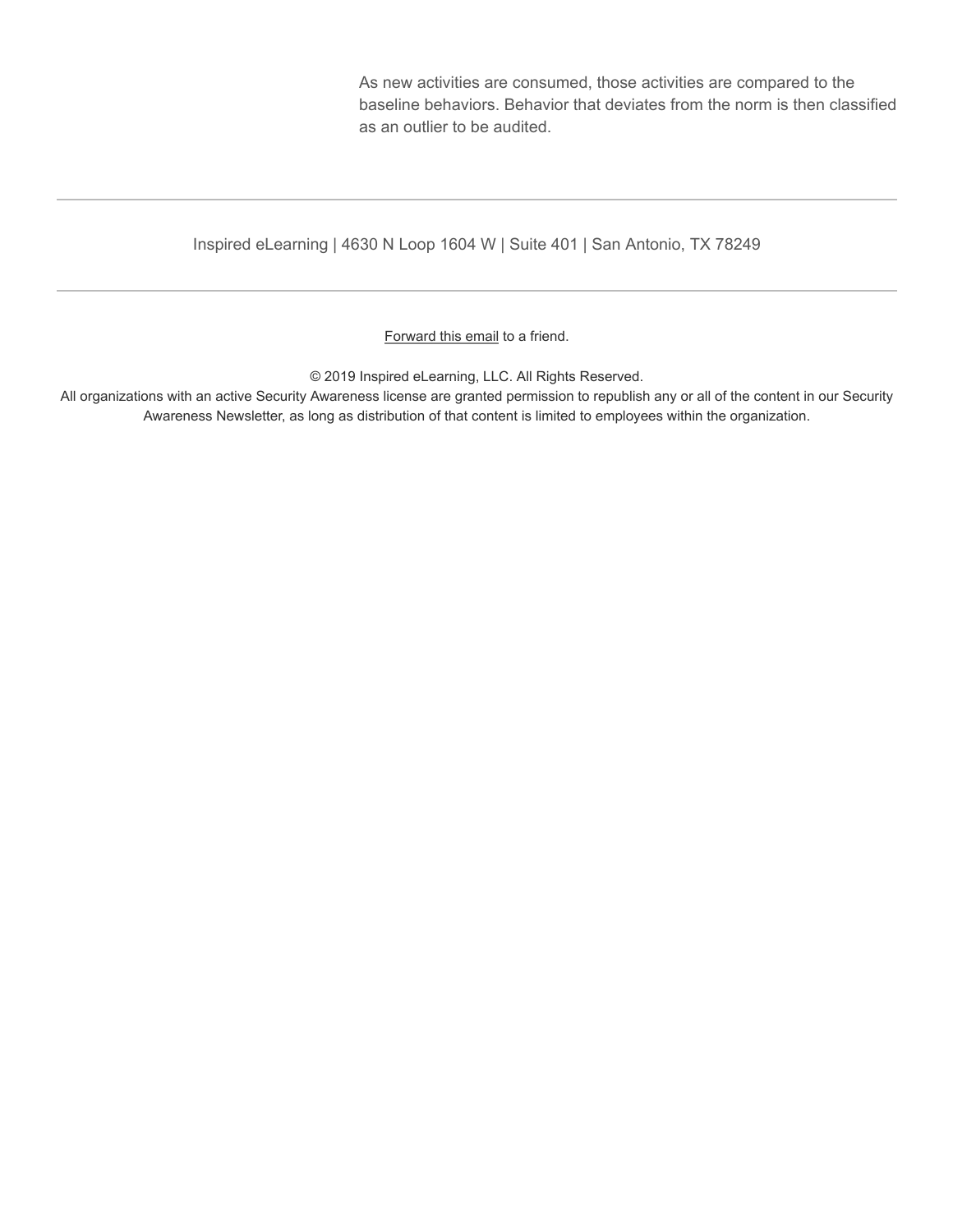As new activities are consumed, those activities are compared to the baseline behaviors. Behavior that deviates from the norm is then classified as an outlier to be audited.

---

Inspired eLearning | 4630 N Loop 1604 W | Suite 401 | San Antonio, TX 78249

---

Forward this email to a friend.

© 2019 Inspired eLearning, LLC. All Rights Reserved.
All organizations with an active Security Awareness license are granted permission to republish any or all of the content in our Security Awareness Newsletter, as long as distribution of that content is limited to employees within the organization.